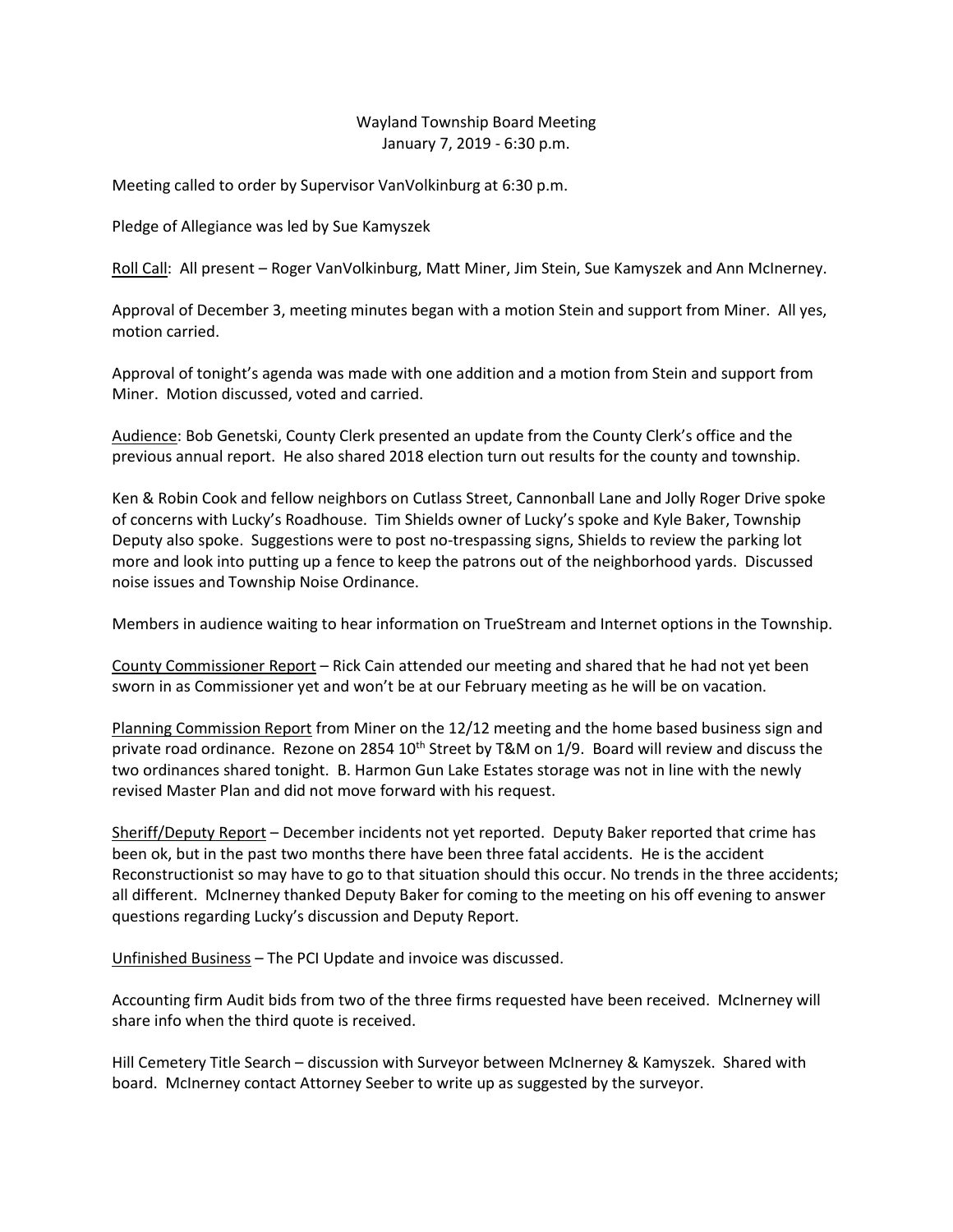Wayland Township Board Meeting
January 7, 2019 - 6:30 p.m.

Meeting called to order by Supervisor VanVolkinburg at 6:30 p.m.

Pledge of Allegiance was led by Sue Kamyszek

Roll Call: All present – Roger VanVolkinburg, Matt Miner, Jim Stein, Sue Kamyszek and Ann McInerney.

Approval of December 3, meeting minutes began with a motion Stein and support from Miner. All yes, motion carried.

Approval of tonight's agenda was made with one addition and a motion from Stein and support from Miner. Motion discussed, voted and carried.

Audience: Bob Genetski, County Clerk presented an update from the County Clerk's office and the previous annual report. He also shared 2018 election turn out results for the county and township.

Ken & Robin Cook and fellow neighbors on Cutlass Street, Cannonball Lane and Jolly Roger Drive spoke of concerns with Lucky's Roadhouse. Tim Shields owner of Lucky's spoke and Kyle Baker, Township Deputy also spoke. Suggestions were to post no-trespassing signs, Shields to review the parking lot more and look into putting up a fence to keep the patrons out of the neighborhood yards. Discussed noise issues and Township Noise Ordinance.

Members in audience waiting to hear information on TrueStream and Internet options in the Township.

County Commissioner Report – Rick Cain attended our meeting and shared that he had not yet been sworn in as Commissioner yet and won't be at our February meeting as he will be on vacation.

Planning Commission Report from Miner on the 12/12 meeting and the home based business sign and private road ordinance. Rezone on 2854 10th Street by T&M on 1/9. Board will review and discuss the two ordinances shared tonight. B. Harmon Gun Lake Estates storage was not in line with the newly revised Master Plan and did not move forward with his request.

Sheriff/Deputy Report – December incidents not yet reported. Deputy Baker reported that crime has been ok, but in the past two months there have been three fatal accidents. He is the accident Reconstructionist so may have to go to that situation should this occur. No trends in the three accidents; all different. McInerney thanked Deputy Baker for coming to the meeting on his off evening to answer questions regarding Lucky's discussion and Deputy Report.

Unfinished Business – The PCI Update and invoice was discussed.

Accounting firm Audit bids from two of the three firms requested have been received. McInerney will share info when the third quote is received.

Hill Cemetery Title Search – discussion with Surveyor between McInerney & Kamyszek. Shared with board. McInerney contact Attorney Seeber to write up as suggested by the surveyor.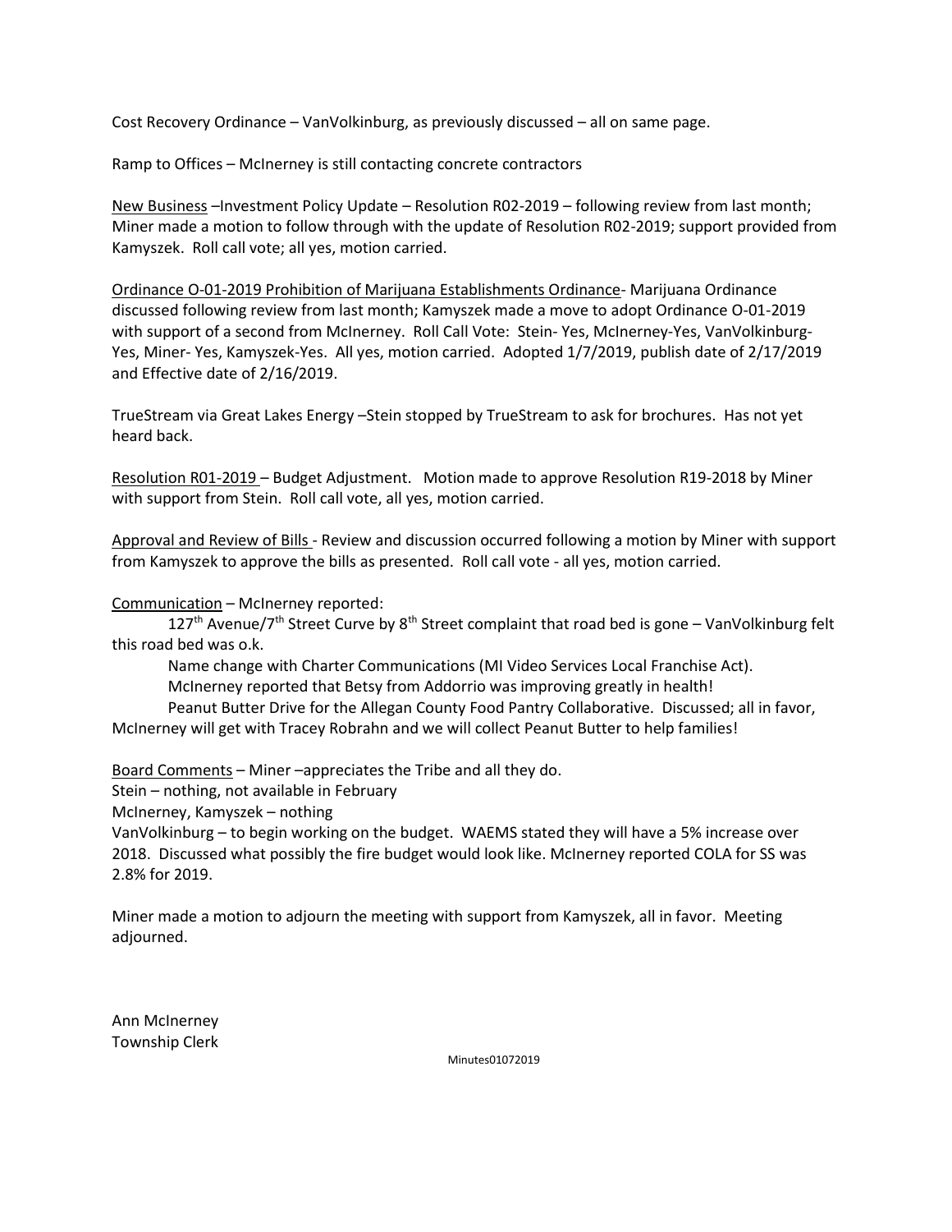Cost Recovery Ordinance – VanVolkinburg, as previously discussed – all on same page.

Ramp to Offices – McInerney is still contacting concrete contractors

New Business –Investment Policy Update – Resolution R02-2019 – following review from last month; Miner made a motion to follow through with the update of Resolution R02-2019; support provided from Kamyszek. Roll call vote; all yes, motion carried.

Ordinance O-01-2019 Prohibition of Marijuana Establishments Ordinance- Marijuana Ordinance discussed following review from last month; Kamyszek made a move to adopt Ordinance O-01-2019 with support of a second from McInerney. Roll Call Vote: Stein- Yes, McInerney-Yes, VanVolkinburg-Yes, Miner- Yes, Kamyszek-Yes. All yes, motion carried. Adopted 1/7/2019, publish date of 2/17/2019 and Effective date of 2/16/2019.

TrueStream via Great Lakes Energy –Stein stopped by TrueStream to ask for brochures. Has not yet heard back.

Resolution R01-2019 – Budget Adjustment. Motion made to approve Resolution R19-2018 by Miner with support from Stein. Roll call vote, all yes, motion carried.

Approval and Review of Bills - Review and discussion occurred following a motion by Miner with support from Kamyszek to approve the bills as presented. Roll call vote - all yes, motion carried.

Communication – McInerney reported:

127th Avenue/7th Street Curve by 8th Street complaint that road bed is gone – VanVolkinburg felt this road bed was o.k.

Name change with Charter Communications (MI Video Services Local Franchise Act).

McInerney reported that Betsy from Addorrio was improving greatly in health!

Peanut Butter Drive for the Allegan County Food Pantry Collaborative. Discussed; all in favor, McInerney will get with Tracey Robrahn and we will collect Peanut Butter to help families!

Board Comments – Miner –appreciates the Tribe and all they do.

Stein – nothing, not available in February

McInerney, Kamyszek – nothing

VanVolkinburg – to begin working on the budget. WAEMS stated they will have a 5% increase over 2018. Discussed what possibly the fire budget would look like. McInerney reported COLA for SS was 2.8% for 2019.

Miner made a motion to adjourn the meeting with support from Kamyszek, all in favor. Meeting adjourned.

Ann McInerney
Township Clerk

Minutes01072019